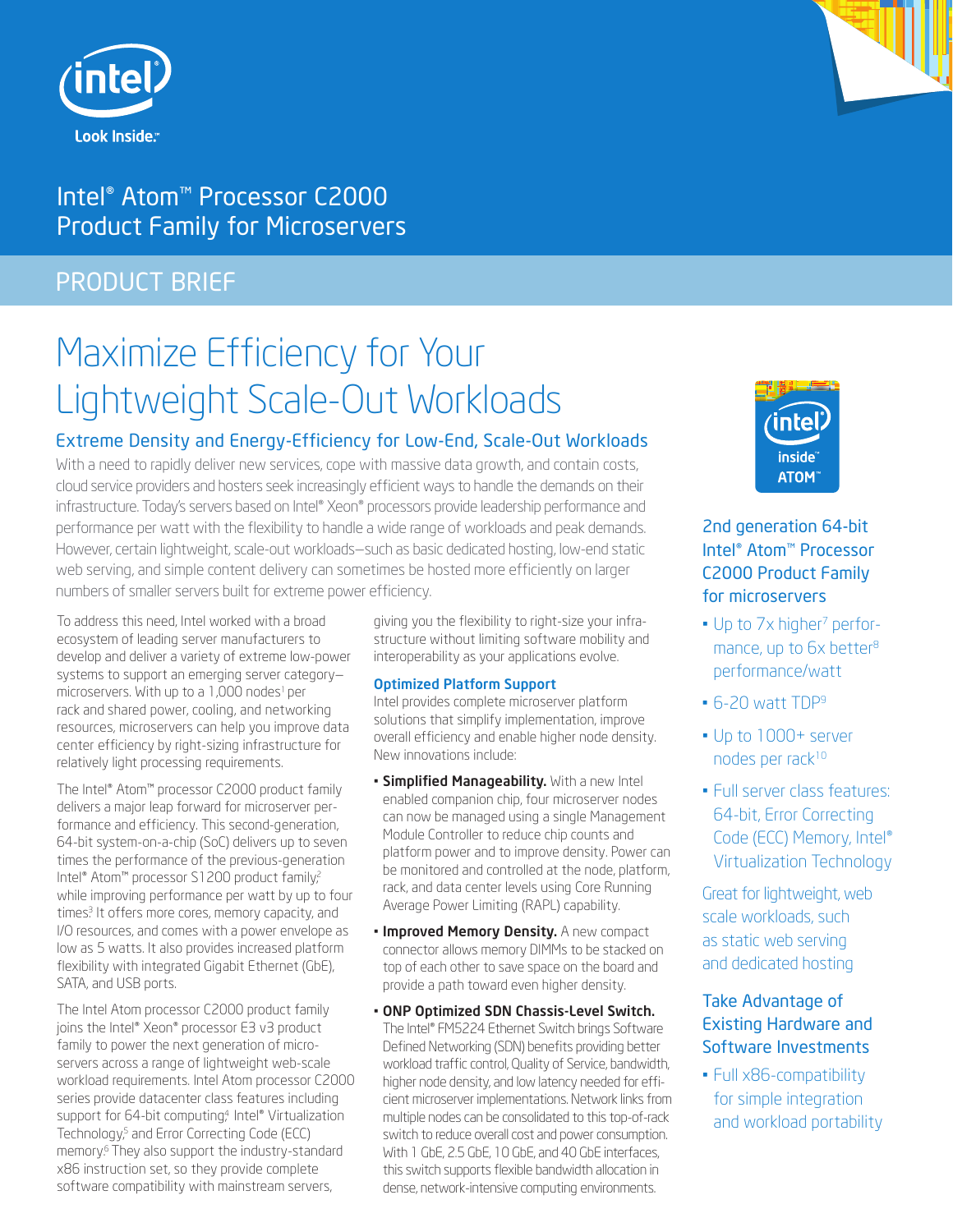Intel® Atom™ Processor C2000 Product Family for Microservers

PRODUCT BRIEF

# Maximize Efficiency for Your Lightweight Scale-Out Workloads

## Extreme Density and Energy-Efficiency for Low-End, Scale-Out Workloads

With a need to rapidly deliver new services, cope with massive data growth, and contain costs, cloud service providers and hosters seek increasingly efficient ways to handle the demands on their infrastructure. Today's servers based on Intel® Xeon® processors provide leadership performance and performance per watt with the flexibility to handle a wide range of workloads and peak demands. However, certain lightweight, scale-out workloads—such as basic dedicated hosting, low-end static web serving, and simple content delivery can sometimes be hosted more efficiently on larger numbers of smaller servers built for extreme power efficiency.

To address this need, Intel worked with a broad ecosystem of leading server manufacturers to develop and deliver a variety of extreme low-power systems to support an emerging server category—microservers. With up to a 1,000 nodes[1] per rack and shared power, cooling, and networking resources, microservers can help you improve data center efficiency by right-sizing infrastructure for relatively light processing requirements.

The Intel® Atom™ processor C2000 product family delivers a major leap forward for microserver performance and efficiency. This second-generation, 64-bit system-on-a-chip (SoC) delivers up to seven times the performance of the previous-generation Intel® Atom™ processor S1200 product family,[2] while improving performance per watt by up to four times.[3] It offers more cores, memory capacity, and I/O resources, and comes with a power envelope as low as 5 watts. It also provides increased platform flexibility with integrated Gigabit Ethernet (GbE), SATA, and USB ports.

The Intel Atom processor C2000 product family joins the Intel® Xeon® processor E3 v3 product family to power the next generation of microservers across a range of lightweight web-scale workload requirements. Intel Atom processor C2000 series provide datacenter class features including support for 64-bit computing,[4] Intel® Virtualization Technology,[5] and Error Correcting Code (ECC) memory.[6] They also support the industry-standard x86 instruction set, so they provide complete software compatibility with mainstream servers, giving you the flexibility to right-size your infrastructure without limiting software mobility and interoperability as your applications evolve.

### Optimized Platform Support

Intel provides complete microserver platform solutions that simplify implementation, improve overall efficiency and enable higher node density. New innovations include:

- **Simplified Manageability.** With a new Intel enabled companion chip, four microserver nodes can now be managed using a single Management Module Controller to reduce chip counts and platform power and to improve density. Power can be monitored and controlled at the node, platform, rack, and data center levels using Core Running Average Power Limiting (RAPL) capability.
- **Improved Memory Density.** A new compact connector allows memory DIMMs to be stacked on top of each other to save space on the board and provide a path toward even higher density.
- **ONP Optimized SDN Chassis-Level Switch.** The Intel® FM5224 Ethernet Switch brings Software Defined Networking (SDN) benefits providing better workload traffic control, Quality of Service, bandwidth, higher node density, and low latency needed for efficient microserver implementations. Network links from multiple nodes can be consolidated to this top-of-rack switch to reduce overall cost and power consumption. With 1 GbE, 2.5 GbE, 10 GbE, and 40 GbE interfaces, this switch supports flexible bandwidth allocation in dense, network-intensive computing environments.

### 2nd generation 64-bit Intel® Atom™ Processor C2000 Product Family for microservers

- Up to 7x higher[7] performance, up to 6x better[8] performance/watt
- 6-20 watt TDP[9]
- Up to 1000+ server nodes per rack[10]
- Full server class features: 64-bit, Error Correcting Code (ECC) Memory, Intel® Virtualization Technology

Great for lightweight, web scale workloads, such as static web serving and dedicated hosting

### Take Advantage of Existing Hardware and Software Investments

- Full x86-compatibility for simple integration and workload portability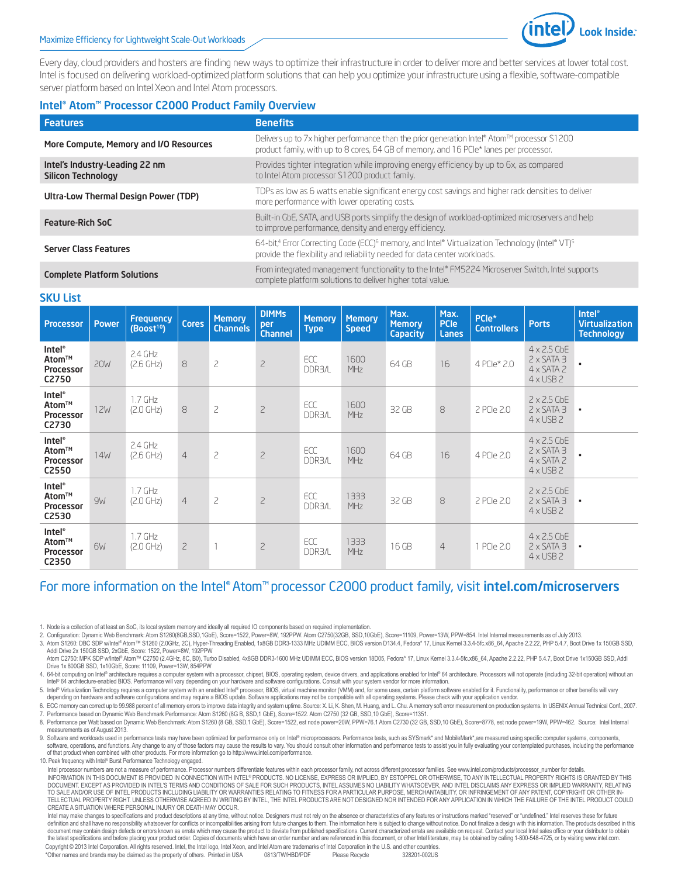Every day, cloud providers and hosters are finding new ways to optimize their infrastructure in order to deliver more and better services at lower total cost. Intel is focused on delivering workload-optimized platform solutions that can help you optimize your infrastructure using a flexible, software-compatible server platform based on Intel Xeon and Intel Atom processors.

## Intel® Atom™ Processor C2000 Product Family Overview

| Features | Benefits |
|---|---|
| **More Compute, Memory and I/O Resources** | Delivers up to 7x higher performance than the prior generation Intel® Atom™ processor S1200 product family, with up to 8 cores, 64 GB of memory, and 16 PCIe* lanes per processor. |
| **Intel's Industry-Leading 22 nm Silicon Technology** | Provides tighter integration while improving energy efficiency by up to 6x, as compared to Intel Atom processor S1200 product family. |
| **Ultra-Low Thermal Design Power (TDP)** | TDPs as low as 6 watts enable significant energy cost savings and higher rack densities to deliver more performance with lower operating costs. |
| **Feature-Rich SoC** | Built-in GbE, SATA, and USB ports simplify the design of workload-optimized microservers and help to improve performance, density and energy efficiency. |
| **Server Class Features** | 64-bit,[4] Error Correcting Code (ECC)[6] memory, and Intel® Virtualization Technology (Intel® VT)[5] provide the flexibility and reliability needed for data center workloads. |
| **Complete Platform Solutions** | From integrated management functionality to the Intel® FM5224 Microserver Switch, Intel supports complete platform solutions to deliver higher total value. |

## SKU List

| Processor | Power | Frequency (Boost[10]) | Cores | Memory Channels | DIMMs per Channel | Memory Type | Memory Speed | Max. Memory Capacity | Max. PCIe Lanes | PCIe* Controllers | Ports | Intel® Virtualization Technology |
|---|---|---|---|---|---|---|---|---|---|---|---|---|
| **Intel® Atom™ Processor C2750** | 20W | 2.4 GHz (2.6 GHz) | 8 | 2 | 2 | ECC DDR3/L | 1600 MHz | 64 GB | 16 | 4 PCIe* 2.0 | 4 x 2.5 GbE<br>2 x SATA 3<br>4 x SATA 2<br>4 x USB 2 | • |
| **Intel® Atom™ Processor C2730** | 12W | 1.7 GHz (2.0 GHz) | 8 | 2 | 2 | ECC DDR3/L | 1600 MHz | 32 GB | 8 | 2 PCIe 2.0 | 2 x 2.5 GbE<br>2 x SATA 3<br>4 x USB 2 | • |
| **Intel® Atom™ Processor C2550** | 14W | 2.4 GHz (2.6 GHz) | 4 | 2 | 2 | ECC DDR3/L | 1600 MHz | 64 GB | 16 | 4 PCIe 2.0 | 4 x 2.5 GbE<br>2 x SATA 3<br>4 x SATA 2<br>4 x USB 2 | • |
| **Intel® Atom™ Processor C2530** | 9W | 1.7 GHz (2.0 GHz) | 4 | 2 | 2 | ECC DDR3/L | 1333 MHz | 32 GB | 8 | 2 PCIe 2.0 | 2 x 2.5 GbE<br>2 x SATA 3<br>4 x USB 2 | • |
| **Intel® Atom™ Processor C2350** | 6W | 1.7 GHz (2.0 GHz) | 2 | 1 | 2 | ECC DDR3/L | 1333 MHz | 16 GB | 4 | 1 PCIe 2.0 | 4 x 2.5 GbE<br>2 x SATA 3<br>4 x USB 2 | • |

## For more information on the Intel® Atom™ processor C2000 product family, visit **intel.com/microservers**

1. Node is a collection of at least an SoC, its local system memory and ideally all required IO components based on required implementation.
2. Configuration: Dynamic Web Benchmark: Atom S1260(8GB,SSD,1GbE), Score=1522, Power=8W, 192PPW. Atom C2750(32GB, SSD,10GbE), Score=11109, Power=13W, PPW=854. Intel Internal measurements as of July 2013.
3. Atom S1260: DBC SDP w/Intel® Atom™ S1260 (2.0GHz, 2C), Hyper-Threading Enabled, 1x8GB DDR3-1333 MHz UDIMM ECC, BIOS version D134.4, Fedora* 17, Linux Kernel 3.3.4-5fc.x86_64, Apache 2.2.22, PHP 5.4.7, Boot Drive 1x 150GB SSD, Addl Drive 2x 150GB SSD, 2xGbE, Score: 1522, Power=8W, 192PPW
   Atom C2750: MPK SDP w/Intel® Atom™ C2750 (2.4GHz, 8C, B0), Turbo Disabled, 4x8GB DDR3-1600 MHz UDIMM ECC, BIOS version 18D05, Fedora* 17, Linux Kernel 3.3.4-5fc.x86_64, Apache 2.2.22, PHP 5.4.7, Boot Drive 1x150GB SSD, Addl Drive 1x 800GB SSD, 1x10GbE, Score: 11109, Power=13W, 854PPW
4. 64-bit computing on Intel® architecture requires a computer system with a processor, chipset, BIOS, operating system, device drivers, and applications enabled for Intel® 64 architecture. Processors will not operate (including 32-bit operation) without an Intel® 64 architecture-enabled BIOS. Performance will vary depending on your hardware and software configurations. Consult with your system vendor for more information.
5. Intel® Virtualization Technology requires a computer system with an enabled Intel® processor, BIOS, virtual machine monitor (VMM) and, for some uses, certain platform software enabled for it. Functionality, performance or other benefits will vary depending on hardware and software configurations and may require a BIOS update. Software applications may not be compatible with all operating systems. Please check with your application vendor.
6. ECC memory can correct up to 99.988 percent of all memory errors to improve data integrity and system uptime. Source: X. Li, K. Shen, M. Huang, and L. Chu. A memory soft error measurement on production systems. In USENIX Annual Technical Conf., 2007.
7. Performance based on Dynamic Web Benchmark Performance: Atom S1260 (8G B, SSD,1 GbE), Score=1522. Atom C2750 (32 GB, SSD,10 GbE), Score=11351.
8. Performance per Watt based on Dynamic Web Benchmark: Atom S1260 (8 GB, SSD,1 GbE), Score=1522, est node power=20W, PPW=76.1 Atom C2730 (32 GB, SSD,10 GbE), Score=8778, est node power=19W, PPW=462. Source: Intel Internal measurements as of August 2013.
9. Software and workloads used in performance tests may have been optimized for performance only on Intel® microprocessors. Performance tests, such as SYSmark* and MobileMark*, are measured using specific computer systems, components, software, operations, and functions. Any change to any of those factors may cause the results to vary. You should consult other information and performance tests to assist you in fully evaluating your contemplated purchases, including the performance of that product when combined with other products. For more information go to http://www.intel.com/performance.
10. Peak frequency with Intel® Burst Performance Technology engaged.

Intel processor numbers are not a measure of performance. Processor numbers differentiate features within each processor family, not across different processor families. See www.intel.com/products/processor_number for details.

INFORMATION IN THIS DOCUMENT IS PROVIDED IN CONNECTION WITH INTEL® PRODUCTS. NO LICENSE, EXPRESS OR IMPLIED, BY ESTOPPEL OR OTHERWISE, TO ANY INTELLECTUAL PROPERTY RIGHTS IS GRANTED BY THIS DOCUMENT. EXCEPT AS PROVIDED IN INTEL'S TERMS AND CONDITIONS OF SALE FOR SUCH PRODUCTS, INTEL ASSUMES NO LIABILITY WHATSOEVER, AND INTEL DISCLAIMS ANY EXPRESS OR IMPLIED WARRANTY, RELATING TO SALE AND/OR USE OF INTEL PRODUCTS INCLUDING LIABILITY OR WARRANTIES RELATING TO FITNESS FOR A PARTICULAR PURPOSE, MERCHANTABILITY, OR INFRINGEMENT OF ANY PATENT, COPYRIGHT OR OTHER INTELLECTUAL PROPERTY RIGHT. UNLESS OTHERWISE AGREED IN WRITING BY INTEL, THE INTEL PRODUCTS ARE NOT DESIGNED NOR INTENDED FOR ANY APPLICATION IN WHICH THE FAILURE OF THE INTEL PRODUCT COULD CREATE A SITUATION WHERE PERSONAL INJURY OR DEATH MAY OCCUR.

Intel may make changes to specifications and product descriptions at any time, without notice. Designers must not rely on the absence or characteristics of any features or instructions marked "reserved" or "undefined." Intel reserves these for future definition and shall have no responsibility whatsoever for conflicts or incompatibilities arising from future changes to them. The information here is subject to change without notice. Do not finalize a design with this information. The products described in this document may contain design defects or errors known as errata which may cause the product to deviate from published specifications. Current characterized errata are available on request. Contact your local Intel sales office or your distributor to obtain the latest specifications and before placing your product order. Copies of documents which have an order number and are referenced in this document, or other Intel literature, may be obtained by calling 1-800-548-4725, or by visiting www.intel.com.

Copyright © 2013 Intel Corporation. All rights reserved. Intel, the Intel logo, Intel Xeon, and Intel Atom are trademarks of Intel Corporation in the U.S. and other countries.

*Other names and brands may be claimed as the property of others. Printed in USA 0813/TW/HBD/PDF Please Recycle 328201-002US